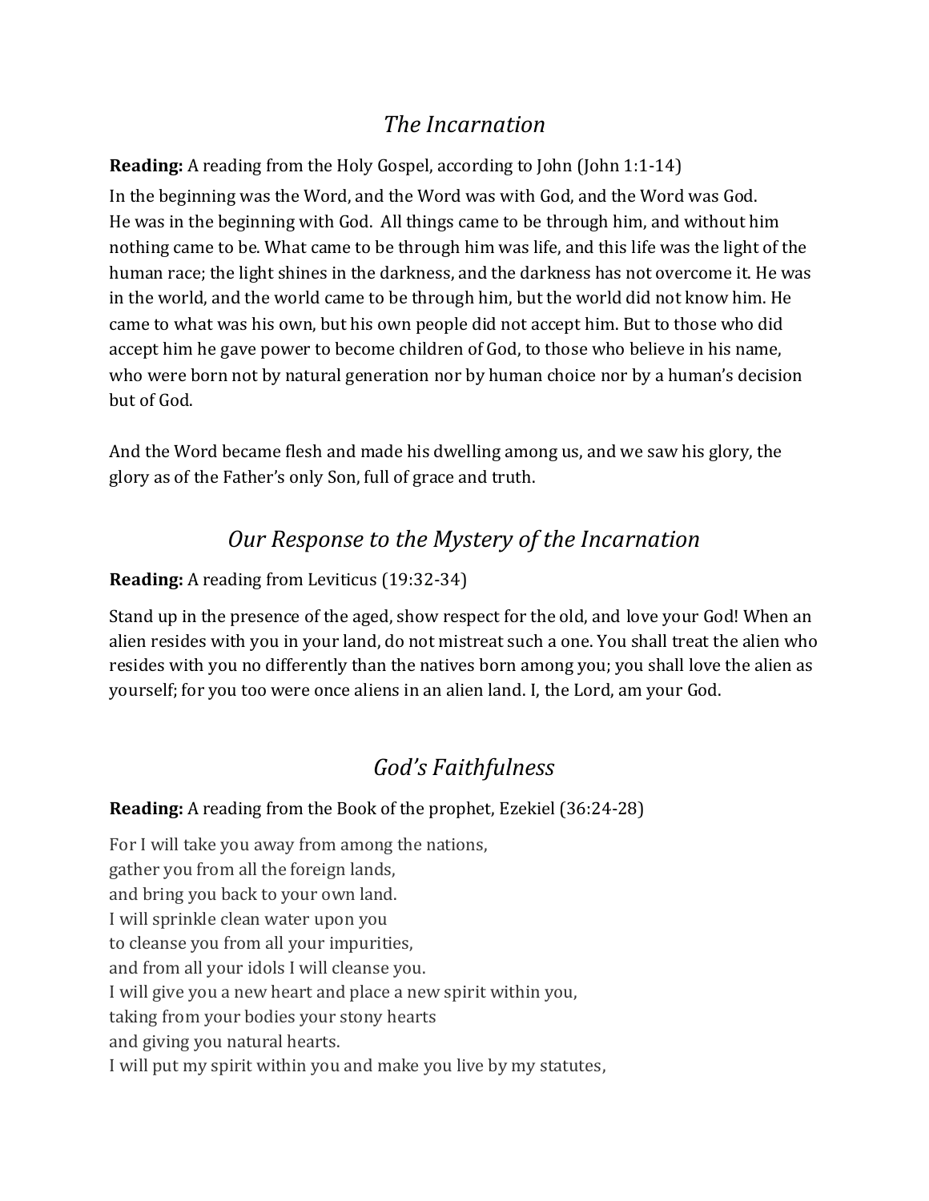## *The Incarnation*

**Reading:** A reading from the Holy Gospel, according to John (John 1:1-14)

In the beginning was the Word, and the Word was with God, and the Word was God. He was in the beginning with God. All things came to be through him, and without him nothing came to be. What came to be through him was life, and this life was the light of the human race; the light shines in the darkness, and the darkness has not overcome it. He was in the world, and the world came to be through him, but the world did not know him. He came to what was his own, but his own people did not accept him. But to those who did accept him he gave power to become children of God, to those who believe in his name, who were born not by natural generation nor by human choice nor by a human's decision but of God.

And the Word became flesh and made his dwelling among us, and we saw his glory, the glory as of the Father's only Son, full of grace and truth.

## *Our Response to the Mystery of the Incarnation*

**Reading:** A reading from Leviticus (19:32-34)

Stand up in the presence of the aged, show respect for the old, and love your God! When an alien resides with you in your land, do not mistreat such a one. You shall treat the alien who resides with you no differently than the natives born among you; you shall love the alien as yourself; for you too were once aliens in an alien land. I, the Lord, am your God.

## *God's Faithfulness*

**Reading:** A reading from the Book of the prophet, Ezekiel (36:24-28)

For I will take you away from among the nations,  
gather you from all the foreign lands,  
and bring you back to your own land.  
I will sprinkle clean water upon you  
to cleanse you from all your impurities,  
and from all your idols I will cleanse you.  
I will give you a new heart and place a new spirit within you,  
taking from your bodies your stony hearts  
and giving you natural hearts.  
I will put my spirit within you and make you live by my statutes,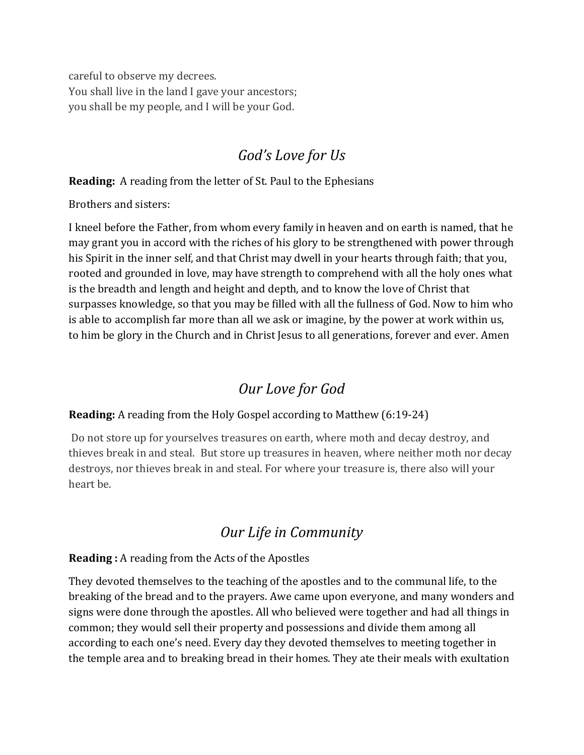careful to observe my decrees.
You shall live in the land I gave your ancestors;
you shall be my people, and I will be your God.

## *God's Love for Us*

**Reading:** A reading from the letter of St. Paul to the Ephesians

Brothers and sisters:

I kneel before the Father, from whom every family in heaven and on earth is named, that he may grant you in accord with the riches of his glory to be strengthened with power through his Spirit in the inner self, and that Christ may dwell in your hearts through faith; that you, rooted and grounded in love, may have strength to comprehend with all the holy ones what is the breadth and length and height and depth, and to know the love of Christ that surpasses knowledge, so that you may be filled with all the fullness of God. Now to him who is able to accomplish far more than all we ask or imagine, by the power at work within us, to him be glory in the Church and in Christ Jesus to all generations, forever and ever. Amen

## *Our Love for God*

**Reading:** A reading from the Holy Gospel according to Matthew (6:19-24)

Do not store up for yourselves treasures on earth, where moth and decay destroy, and thieves break in and steal. But store up treasures in heaven, where neither moth nor decay destroys, nor thieves break in and steal. For where your treasure is, there also will your heart be.

## *Our Life in Community*

**Reading :** A reading from the Acts of the Apostles

They devoted themselves to the teaching of the apostles and to the communal life, to the breaking of the bread and to the prayers. Awe came upon everyone, and many wonders and signs were done through the apostles. All who believed were together and had all things in common; they would sell their property and possessions and divide them among all according to each one's need. Every day they devoted themselves to meeting together in the temple area and to breaking bread in their homes. They ate their meals with exultation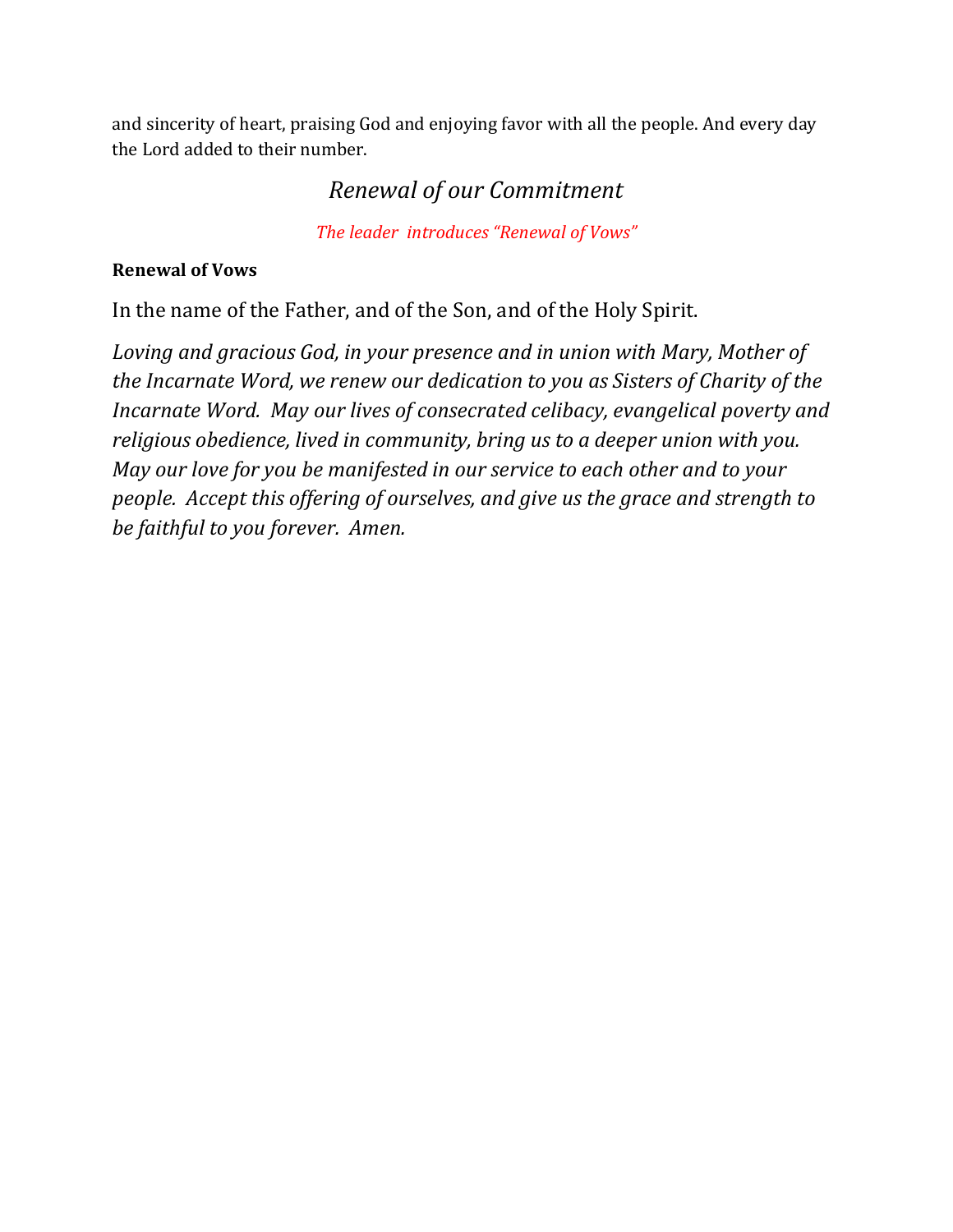and sincerity of heart, praising God and enjoying favor with all the people. And every day the Lord added to their number.

## *Renewal of our Commitment*

*The leader introduces "Renewal of Vows"*

**Renewal of Vows**

In the name of the Father, and of the Son, and of the Holy Spirit.

*Loving and gracious God, in your presence and in union with Mary, Mother of the Incarnate Word, we renew our dedication to you as Sisters of Charity of the Incarnate Word. May our lives of consecrated celibacy, evangelical poverty and religious obedience, lived in community, bring us to a deeper union with you. May our love for you be manifested in our service to each other and to your people. Accept this offering of ourselves, and give us the grace and strength to be faithful to you forever. Amen.*